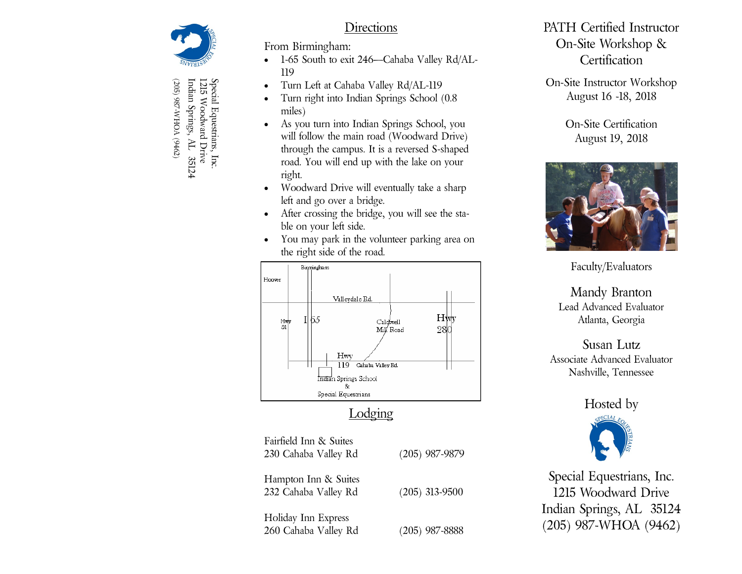Special Equestrians, Inc.
1215 Woodward Drive
Indian Springs, AL 35124
(205) 987-WHOA (9462)

## Directions

From Birmingham:

- 1-65 South to exit 246—Cahaba Valley Rd/AL-119
- Turn Left at Cahaba Valley Rd/AL-119
- Turn right into Indian Springs School (0.8 miles)
- As you turn into Indian Springs School, you will follow the main road (Woodward Drive) through the campus. It is a reversed S-shaped road. You will end up with the lake on your right.
- Woodward Drive will eventually take a sharp left and go over a bridge.
- After crossing the bridge, you will see the stable on your left side.
- You may park in the volunteer parking area on the right side of the road.

Birmingham, Hoover, Valleydale Rd., Hwy 31, I 65, Caldwell Mill Road, Hwy 280, Hwy 119, Cahaba Valley Rd., Indian Springs School & Special Equestrians

## Lodging

| | |
|---|---|
| Fairfield Inn & Suites<br>230 Cahaba Valley Rd | (205) 987-9879 |
| Hampton Inn & Suites<br>232 Cahaba Valley Rd | (205) 313-9500 |
| Holiday Inn Express<br>260 Cahaba Valley Rd | (205) 987-8888 |

# PATH Certified Instructor On-Site Workshop & Certification

On-Site Instructor Workshop
August 16 -18, 2018

On-Site Certification
August 19, 2018

Faculty/Evaluators

**Mandy Branton**
Lead Advanced Evaluator
Atlanta, Georgia

**Susan Lutz**
Associate Advanced Evaluator
Nashville, Tennessee

Hosted by

Special Equestrians, Inc.
1215 Woodward Drive
Indian Springs, AL 35124
(205) 987-WHOA (9462)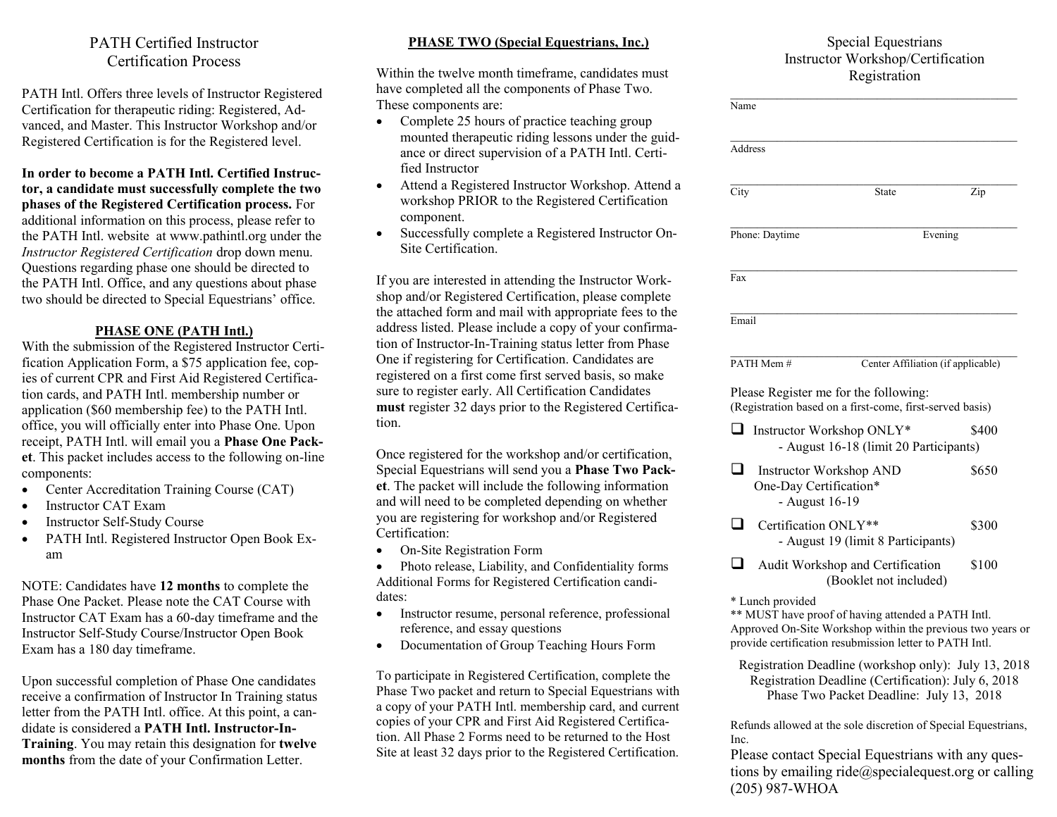## PATH Certified Instructor Certification Process

PATH Intl. Offers three levels of Instructor Registered Certification for therapeutic riding: Registered, Advanced, and Master. This Instructor Workshop and/or Registered Certification is for the Registered level.

**In order to become a PATH Intl. Certified Instructor, a candidate must successfully complete the two phases of the Registered Certification process.** For additional information on this process, please refer to the PATH Intl. website at www.pathintl.org under the *Instructor Registered Certification* drop down menu. Questions regarding phase one should be directed to the PATH Intl. Office, and any questions about phase two should be directed to Special Equestrians' office.

### PHASE ONE (PATH Intl.)

With the submission of the Registered Instructor Certification Application Form, a $75 application fee, copies of current CPR and First Aid Registered Certification cards, and PATH Intl. membership number or application ($60 membership fee) to the PATH Intl. office, you will officially enter into Phase One. Upon receipt, PATH Intl. will email you a **Phase One Packet**. This packet includes access to the following on-line components:

- Center Accreditation Training Course (CAT)
- Instructor CAT Exam
- Instructor Self-Study Course
- PATH Intl. Registered Instructor Open Book Exam

NOTE: Candidates have **12 months** to complete the Phase One Packet. Please note the CAT Course with Instructor CAT Exam has a 60-day timeframe and the Instructor Self-Study Course/Instructor Open Book Exam has a 180 day timeframe.

Upon successful completion of Phase One candidates receive a confirmation of Instructor In Training status letter from the PATH Intl. office. At this point, a candidate is considered a **PATH Intl. Instructor-In-Training**. You may retain this designation for **twelve months** from the date of your Confirmation Letter.

### PHASE TWO (Special Equestrians, Inc.)

Within the twelve month timeframe, candidates must have completed all the components of Phase Two. These components are:

- Complete 25 hours of practice teaching group mounted therapeutic riding lessons under the guidance or direct supervision of a PATH Intl. Certified Instructor
- Attend a Registered Instructor Workshop. Attend a workshop PRIOR to the Registered Certification component.
- Successfully complete a Registered Instructor On-Site Certification.

If you are interested in attending the Instructor Workshop and/or Registered Certification, please complete the attached form and mail with appropriate fees to the address listed. Please include a copy of your confirmation of Instructor-In-Training status letter from Phase One if registering for Certification. Candidates are registered on a first come first served basis, so make sure to register early. All Certification Candidates **must** register 32 days prior to the Registered Certification.

Once registered for the workshop and/or certification, Special Equestrians will send you a **Phase Two Packet**. The packet will include the following information and will need to be completed depending on whether you are registering for workshop and/or Registered Certification:

- On-Site Registration Form
- Photo release, Liability, and Confidentiality forms

Additional Forms for Registered Certification candidates:

- Instructor resume, personal reference, professional reference, and essay questions
- Documentation of Group Teaching Hours Form

To participate in Registered Certification, complete the Phase Two packet and return to Special Equestrians with a copy of your PATH Intl. membership card, and current copies of your CPR and First Aid Registered Certification. All Phase 2 Forms need to be returned to the Host Site at least 32 days prior to the Registered Certification.

## Special Equestrians Instructor Workshop/Certification Registration

Name ______________________________

Address ______________________________

City __________ State __________ Zip __________

Phone: Daytime __________ Evening __________

Fax ______________________________

Email ______________________________

PATH Mem # __________ Center Affiliation (if applicable) __________

Please Register me for the following:
(Registration based on a first-come, first-served basis)

- ❑ Instructor Workshop ONLY* $400
  - August 16-18 (limit 20 Participants)
- ❑ Instructor Workshop AND One-Day Certification* $650
  - August 16-19
- ❑ Certification ONLY** $300
  - August 19 (limit 8 Participants)
- ❑ Audit Workshop and Certification $100
  (Booklet not included)

\* Lunch provided
\*\* MUST have proof of having attended a PATH Intl. Approved On-Site Workshop within the previous two years or provide certification resubmission letter to PATH Intl.

Registration Deadline (workshop only): July 13, 2018
Registration Deadline (Certification): July 6, 2018
Phase Two Packet Deadline: July 13, 2018

Refunds allowed at the sole discretion of Special Equestrians, Inc.

Please contact Special Equestrians with any questions by emailing ride@specialequest.org or calling (205) 987-WHOA